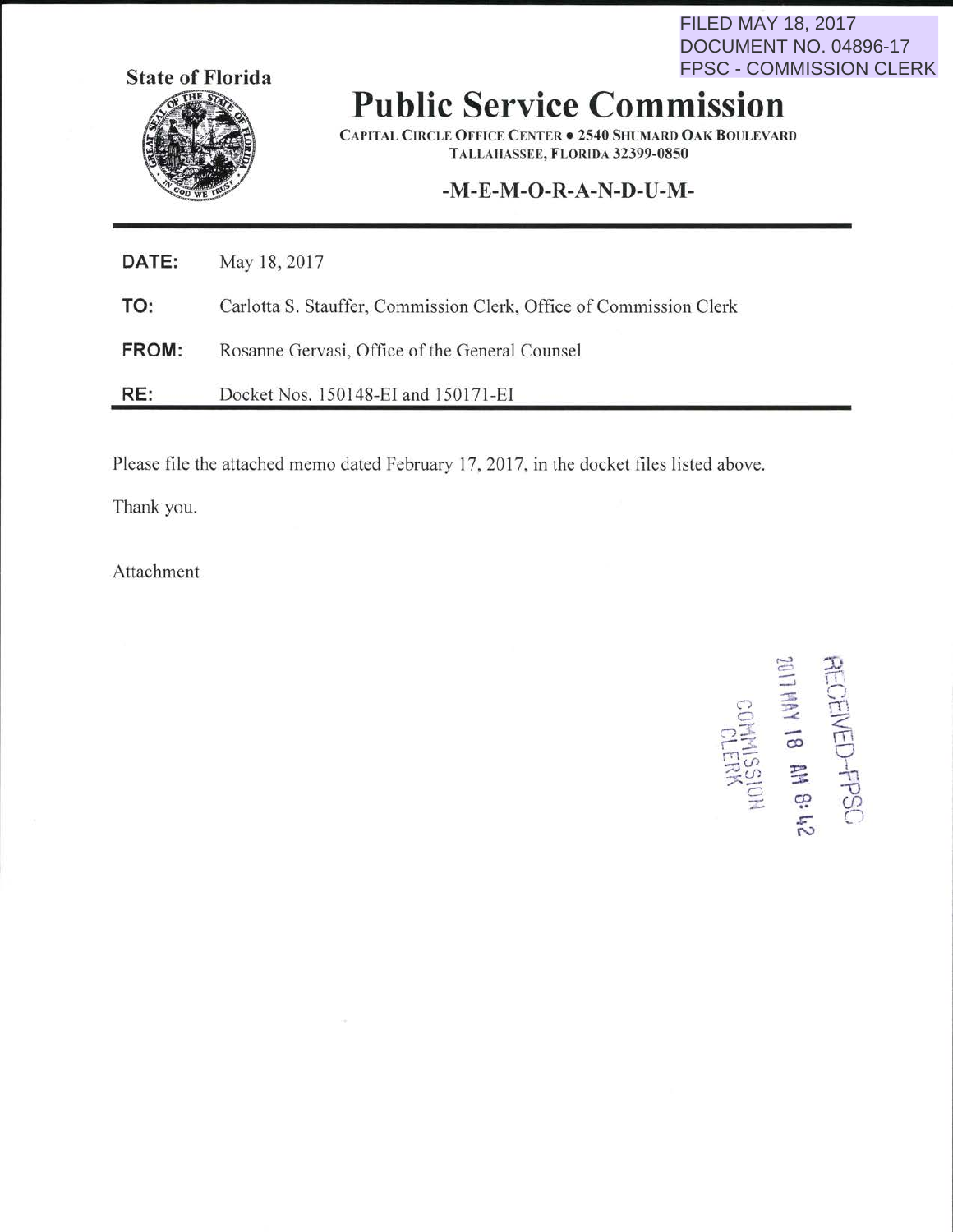FILED MAY 18, 2017
DOCUMENT NO. 04896-17
FPSC - COMMISSION CLERK

State of Florida

# Public Service Commission

CAPITAL CIRCLE OFFICE CENTER • 2540 SHUMARD OAK BOULEVARD
TALLAHASSEE, FLORIDA 32399-0850

## -M-E-M-O-R-A-N-D-U-M-

| | |
|---|---|
| **DATE:** | May 18, 2017 |
| **TO:** | Carlotta S. Stauffer, Commission Clerk, Office of Commission Clerk |
| **FROM:** | Rosanne Gervasi, Office of the General Counsel |
| **RE:** | Docket Nos. 150148-EI and 150171-EI |

Please file the attached memo dated February 17, 2017, in the docket files listed above.

Thank you.

Attachment

RECEIVED-FPSC
2017 MAY 18 AM 8:42
COMMISSION
CLERK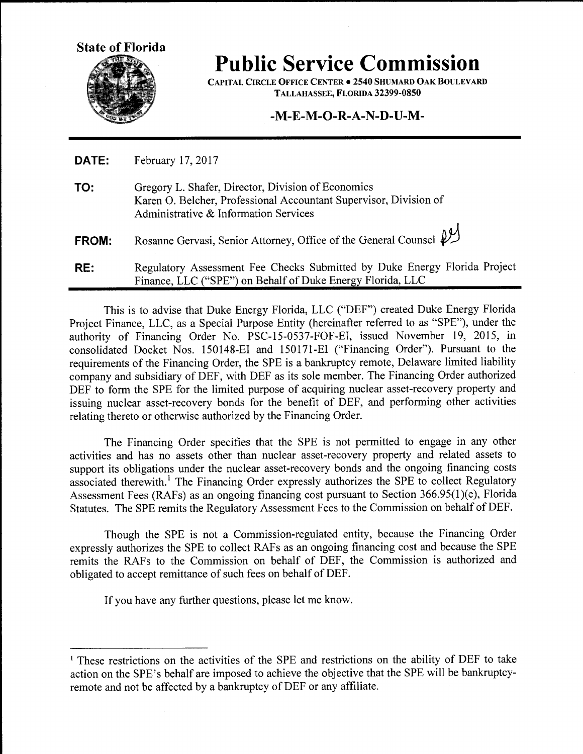**State of Florida**

# Public Service Commission

CAPITAL CIRCLE OFFICE CENTER • 2540 SHUMARD OAK BOULEVARD
TALLAHASSEE, FLORIDA 32399-0850

## -M-E-M-O-R-A-N-D-U-M-

| | |
|---|---|
| **DATE:** | February 17, 2017 |
| **TO:** | Gregory L. Shafer, Director, Division of Economics<br>Karen O. Belcher, Professional Accountant Supervisor, Division of Administrative & Information Services |
| **FROM:** | Rosanne Gervasi, Senior Attorney, Office of the General Counsel |
| **RE:** | Regulatory Assessment Fee Checks Submitted by Duke Energy Florida Project Finance, LLC ("SPE") on Behalf of Duke Energy Florida, LLC |

This is to advise that Duke Energy Florida, LLC ("DEF") created Duke Energy Florida Project Finance, LLC, as a Special Purpose Entity (hereinafter referred to as "SPE"), under the authority of Financing Order No. PSC-15-0537-FOF-EI, issued November 19, 2015, in consolidated Docket Nos. 150148-EI and 150171-EI ("Financing Order"). Pursuant to the requirements of the Financing Order, the SPE is a bankruptcy remote, Delaware limited liability company and subsidiary of DEF, with DEF as its sole member. The Financing Order authorized DEF to form the SPE for the limited purpose of acquiring nuclear asset-recovery property and issuing nuclear asset-recovery bonds for the benefit of DEF, and performing other activities relating thereto or otherwise authorized by the Financing Order.

The Financing Order specifies that the SPE is not permitted to engage in any other activities and has no assets other than nuclear asset-recovery property and related assets to support its obligations under the nuclear asset-recovery bonds and the ongoing financing costs associated therewith.[1] The Financing Order expressly authorizes the SPE to collect Regulatory Assessment Fees (RAFs) as an ongoing financing cost pursuant to Section 366.95(1)(e), Florida Statutes. The SPE remits the Regulatory Assessment Fees to the Commission on behalf of DEF.

Though the SPE is not a Commission-regulated entity, because the Financing Order expressly authorizes the SPE to collect RAFs as an ongoing financing cost and because the SPE remits the RAFs to the Commission on behalf of DEF, the Commission is authorized and obligated to accept remittance of such fees on behalf of DEF.

If you have any further questions, please let me know.

---

[1] These restrictions on the activities of the SPE and restrictions on the ability of DEF to take action on the SPE's behalf are imposed to achieve the objective that the SPE will be bankruptcy-remote and not be affected by a bankruptcy of DEF or any affiliate.